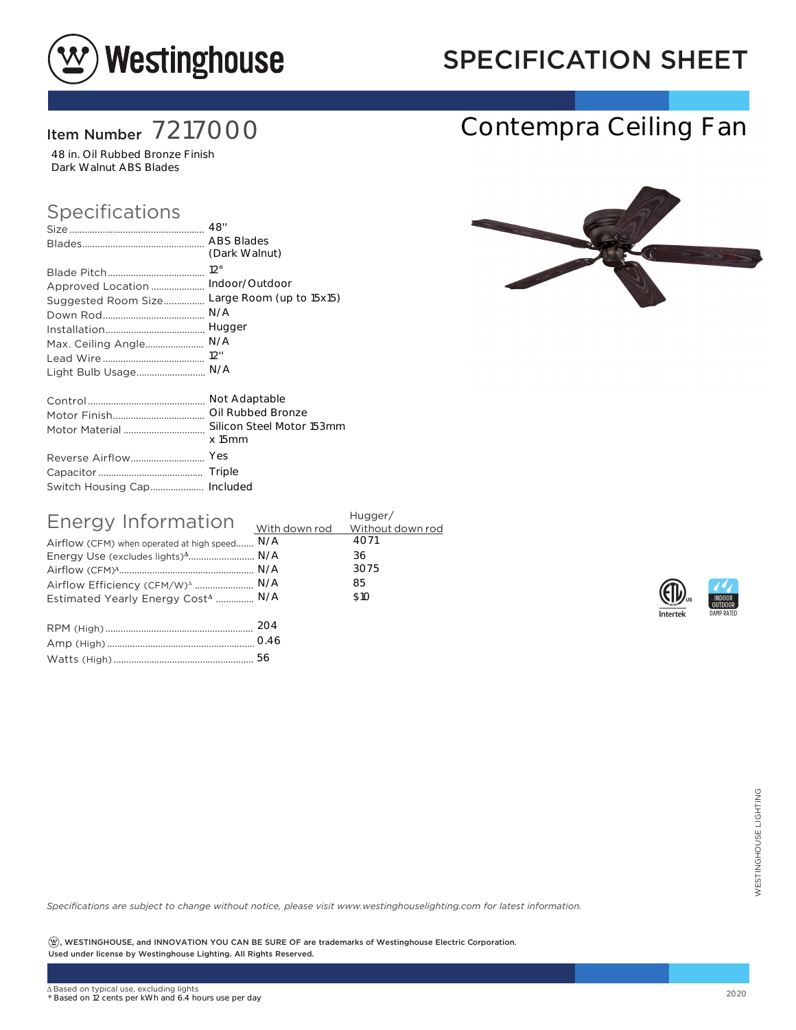# Westinghouse

## SPECIFICATION SHEET

**Item Number** 7217000

48 in. Oil Rubbed Bronze Finish
Dark Walnut ABS Blades

# Contempra Ceiling Fan

## Specifications

| | |
|---|---|
| Size | 48" |
| Blades | ABS Blades (Dark Walnut) |
| Blade Pitch | 12° |
| Approved Location | Indoor/Outdoor |
| Suggested Room Size | Large Room (up to 15x15) |
| Down Rod | N/A |
| Installation | Hugger |
| Max. Ceiling Angle | N/A |
| Lead Wire | 12" |
| Light Bulb Usage | N/A |

| | |
|---|---|
| Control | Not Adaptable |
| Motor Finish | Oil Rubbed Bronze |
| Motor Material | Silicon Steel Motor 153mm x 15mm |
| Reverse Airflow | Yes |
| Capacitor | Triple |
| Switch Housing Cap | Included |

## Energy Information

| | With down rod | Hugger/ Without down rod |
|---|---|---|
| Airflow (CFM) when operated at high speed | N/A | 4071 |
| Energy Use (excludes lights)Δ | N/A | 36 |
| Airflow (CFM)Δ | N/A | 3075 |
| Airflow Efficiency (CFM/W)Δ | N/A | 85 |
| Estimated Yearly Energy CostΔ | N/A | $10 |

| | |
|---|---|
| RPM (High) | 204 |
| Amp (High) | 0.46 |
| Watts (High) | 56 |

Intertek · INDOOR OUTDOOR DAMP RATED

*Specifications are subject to change without notice, please visit www.westinghouselighting.com for latest information.*

**Ⓦ, WESTINGHOUSE, and INNOVATION YOU CAN BE SURE OF are trademarks of Westinghouse Electric Corporation. Used under license by Westinghouse Lighting. All Rights Reserved.**

Δ Based on typical use, excluding lights
\* Based on 12 cents per kWh and 6.4 hours use per day

2020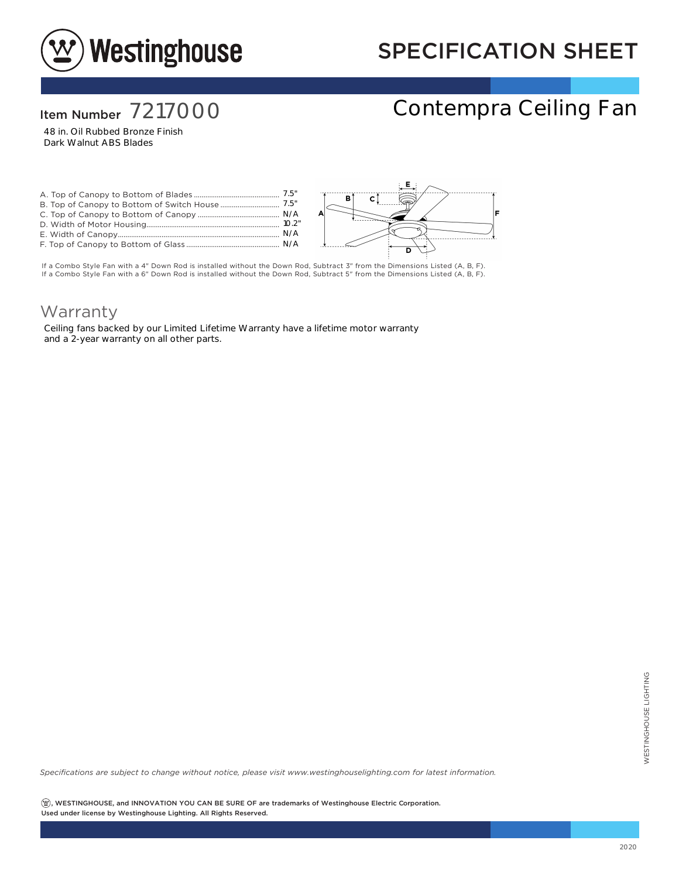# SPECIFICATION SHEET

## Item Number 7217000

## Contempra Ceiling Fan

48 in. Oil Rubbed Bronze Finish
Dark Walnut ABS Blades

A. Top of Canopy to Bottom of Blades ............ 7.5"
B. Top of Canopy to Bottom of Switch House ............ 7.5"
C. Top of Canopy to Bottom of Canopy ............ N/A
D. Width of Motor Housing............ 10.2"
E. Width of Canopy............ N/A
F. Top of Canopy to Bottom of Glass ............ N/A

E
B
C
A
F
D

If a Combo Style Fan with a 4" Down Rod is installed without the Down Rod, Subtract 3" from the Dimensions Listed (A, B, F).
If a Combo Style Fan with a 6" Down Rod is installed without the Down Rod, Subtract 5" from the Dimensions Listed (A, B, F).

## Warranty

Ceiling fans backed by our Limited Lifetime Warranty have a lifetime motor warranty and a 2-year warranty on all other parts.

*Specifications are subject to change without notice, please visit www.westinghouselighting.com for latest information.*

**WESTINGHOUSE, and INNOVATION YOU CAN BE SURE OF are trademarks of Westinghouse Electric Corporation. Used under license by Westinghouse Lighting. All Rights Reserved.**